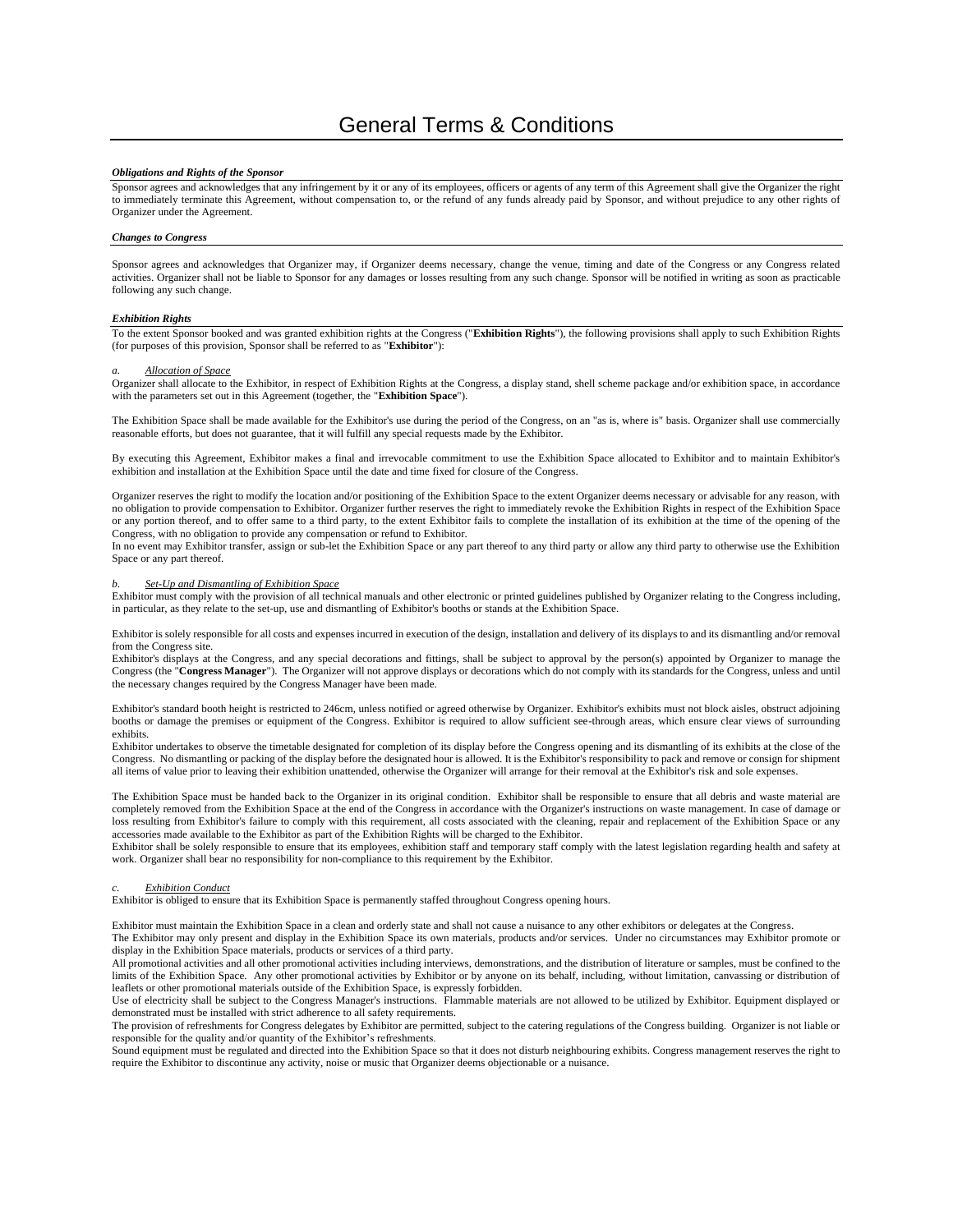# General Terms & Conditions

***Obligations and Rights of the Sponsor***

Sponsor agrees and acknowledges that any infringement by it or any of its employees, officers or agents of any term of this Agreement shall give the Organizer the right to immediately terminate this Agreement, without compensation to, or the refund of any funds already paid by Sponsor, and without prejudice to any other rights of Organizer under the Agreement.

***Changes to Congress***

Sponsor agrees and acknowledges that Organizer may, if Organizer deems necessary, change the venue, timing and date of the Congress or any Congress related activities. Organizer shall not be liable to Sponsor for any damages or losses resulting from any such change. Sponsor will be notified in writing as soon as practicable following any such change.

***Exhibition Rights***

To the extent Sponsor booked and was granted exhibition rights at the Congress ("**Exhibition Rights**"), the following provisions shall apply to such Exhibition Rights (for purposes of this provision, Sponsor shall be referred to as "**Exhibitor**"):

*a. Allocation of Space*

Organizer shall allocate to the Exhibitor, in respect of Exhibition Rights at the Congress, a display stand, shell scheme package and/or exhibition space, in accordance with the parameters set out in this Agreement (together, the "**Exhibition Space**").

The Exhibition Space shall be made available for the Exhibitor's use during the period of the Congress, on an "as is, where is" basis. Organizer shall use commercially reasonable efforts, but does not guarantee, that it will fulfill any special requests made by the Exhibitor.

By executing this Agreement, Exhibitor makes a final and irrevocable commitment to use the Exhibition Space allocated to Exhibitor and to maintain Exhibitor's exhibition and installation at the Exhibition Space until the date and time fixed for closure of the Congress.

Organizer reserves the right to modify the location and/or positioning of the Exhibition Space to the extent Organizer deems necessary or advisable for any reason, with no obligation to provide compensation to Exhibitor. Organizer further reserves the right to immediately revoke the Exhibition Rights in respect of the Exhibition Space or any portion thereof, and to offer same to a third party, to the extent Exhibitor fails to complete the installation of its exhibition at the time of the opening of the Congress, with no obligation to provide any compensation or refund to Exhibitor.

In no event may Exhibitor transfer, assign or sub-let the Exhibition Space or any part thereof to any third party or allow any third party to otherwise use the Exhibition Space or any part thereof.

*b. Set-Up and Dismantling of Exhibition Space*

Exhibitor must comply with the provision of all technical manuals and other electronic or printed guidelines published by Organizer relating to the Congress including, in particular, as they relate to the set-up, use and dismantling of Exhibitor's booths or stands at the Exhibition Space.

Exhibitor is solely responsible for all costs and expenses incurred in execution of the design, installation and delivery of its displays to and its dismantling and/or removal from the Congress site.

Exhibitor's displays at the Congress, and any special decorations and fittings, shall be subject to approval by the person(s) appointed by Organizer to manage the Congress (the "**Congress Manager**"). The Organizer will not approve displays or decorations which do not comply with its standards for the Congress, unless and until the necessary changes required by the Congress Manager have been made.

Exhibitor's standard booth height is restricted to 246cm, unless notified or agreed otherwise by Organizer. Exhibitor's exhibits must not block aisles, obstruct adjoining booths or damage the premises or equipment of the Congress. Exhibitor is required to allow sufficient see-through areas, which ensure clear views of surrounding exhibits.

Exhibitor undertakes to observe the timetable designated for completion of its display before the Congress opening and its dismantling of its exhibits at the close of the Congress. No dismantling or packing of the display before the designated hour is allowed. It is the Exhibitor's responsibility to pack and remove or consign for shipment all items of value prior to leaving their exhibition unattended, otherwise the Organizer will arrange for their removal at the Exhibitor's risk and sole expenses.

The Exhibition Space must be handed back to the Organizer in its original condition. Exhibitor shall be responsible to ensure that all debris and waste material are completely removed from the Exhibition Space at the end of the Congress in accordance with the Organizer's instructions on waste management. In case of damage or loss resulting from Exhibitor's failure to comply with this requirement, all costs associated with the cleaning, repair and replacement of the Exhibition Space or any accessories made available to the Exhibitor as part of the Exhibition Rights will be charged to the Exhibitor.

Exhibitor shall be solely responsible to ensure that its employees, exhibition staff and temporary staff comply with the latest legislation regarding health and safety at work. Organizer shall bear no responsibility for non-compliance to this requirement by the Exhibitor.

*c. Exhibition Conduct*

Exhibitor is obliged to ensure that its Exhibition Space is permanently staffed throughout Congress opening hours.

Exhibitor must maintain the Exhibition Space in a clean and orderly state and shall not cause a nuisance to any other exhibitors or delegates at the Congress.

The Exhibitor may only present and display in the Exhibition Space its own materials, products and/or services. Under no circumstances may Exhibitor promote or display in the Exhibition Space materials, products or services of a third party.

All promotional activities and all other promotional activities including interviews, demonstrations, and the distribution of literature or samples, must be confined to the limits of the Exhibition Space. Any other promotional activities by Exhibitor or by anyone on its behalf, including, without limitation, canvassing or distribution of leaflets or other promotional materials outside of the Exhibition Space, is expressly forbidden.

Use of electricity shall be subject to the Congress Manager's instructions. Flammable materials are not allowed to be utilized by Exhibitor. Equipment displayed or demonstrated must be installed with strict adherence to all safety requirements.

The provision of refreshments for Congress delegates by Exhibitor are permitted, subject to the catering regulations of the Congress building. Organizer is not liable or responsible for the quality and/or quantity of the Exhibitor's refreshments.

Sound equipment must be regulated and directed into the Exhibition Space so that it does not disturb neighbouring exhibits. Congress management reserves the right to require the Exhibitor to discontinue any activity, noise or music that Organizer deems objectionable or a nuisance.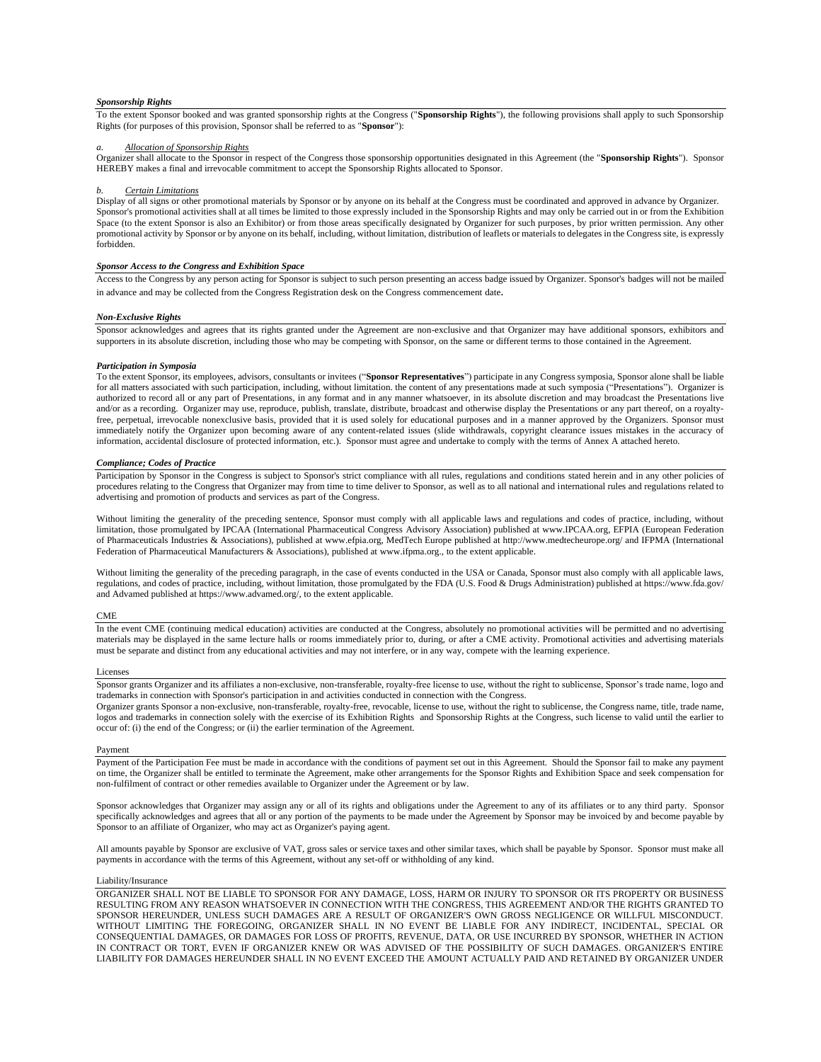***Sponsorship Rights***

To the extent Sponsor booked and was granted sponsorship rights at the Congress ("**Sponsorship Rights**"), the following provisions shall apply to such Sponsorship Rights (for purposes of this provision, Sponsor shall be referred to as "**Sponsor**"):

*a. Allocation of Sponsorship Rights*

Organizer shall allocate to the Sponsor in respect of the Congress those sponsorship opportunities designated in this Agreement (the "**Sponsorship Rights**"). Sponsor HEREBY makes a final and irrevocable commitment to accept the Sponsorship Rights allocated to Sponsor.

*b. Certain Limitations*

Display of all signs or other promotional materials by Sponsor or by anyone on its behalf at the Congress must be coordinated and approved in advance by Organizer. Sponsor's promotional activities shall at all times be limited to those expressly included in the Sponsorship Rights and may only be carried out in or from the Exhibition Space (to the extent Sponsor is also an Exhibitor) or from those areas specifically designated by Organizer for such purposes, by prior written permission. Any other promotional activity by Sponsor or by anyone on its behalf, including, without limitation, distribution of leaflets or materials to delegates in the Congress site, is expressly forbidden.

***Sponsor Access to the Congress and Exhibition Space***

Access to the Congress by any person acting for Sponsor is subject to such person presenting an access badge issued by Organizer. Sponsor's badges will not be mailed in advance and may be collected from the Congress Registration desk on the Congress commencement date.

***Non-Exclusive Rights***

Sponsor acknowledges and agrees that its rights granted under the Agreement are non-exclusive and that Organizer may have additional sponsors, exhibitors and supporters in its absolute discretion, including those who may be competing with Sponsor, on the same or different terms to those contained in the Agreement.

***Participation in Symposia***

To the extent Sponsor, its employees, advisors, consultants or invitees ("**Sponsor Representatives**") participate in any Congress symposia, Sponsor alone shall be liable for all matters associated with such participation, including, without limitation. the content of any presentations made at such symposia ("Presentations"). Organizer is authorized to record all or any part of Presentations, in any format and in any manner whatsoever, in its absolute discretion and may broadcast the Presentations live and/or as a recording. Organizer may use, reproduce, publish, translate, distribute, broadcast and otherwise display the Presentations or any part thereof, on a royalty-free, perpetual, irrevocable nonexclusive basis, provided that it is used solely for educational purposes and in a manner approved by the Organizers. Sponsor must immediately notify the Organizer upon becoming aware of any content-related issues (slide withdrawals, copyright clearance issues mistakes in the accuracy of information, accidental disclosure of protected information, etc.). Sponsor must agree and undertake to comply with the terms of Annex A attached hereto.

***Compliance; Codes of Practice***

Participation by Sponsor in the Congress is subject to Sponsor's strict compliance with all rules, regulations and conditions stated herein and in any other policies of procedures relating to the Congress that Organizer may from time to time deliver to Sponsor, as well as to all national and international rules and regulations related to advertising and promotion of products and services as part of the Congress.

Without limiting the generality of the preceding sentence, Sponsor must comply with all applicable laws and regulations and codes of practice, including, without limitation, those promulgated by IPCAA (International Pharmaceutical Congress Advisory Association) published at www.IPCAA.org, EFPIA (European Federation of Pharmaceuticals Industries & Associations), published at www.efpia.org, MedTech Europe published at http://www.medtecheurope.org/ and IFPMA (International Federation of Pharmaceutical Manufacturers & Associations), published at www.ifpma.org., to the extent applicable.

Without limiting the generality of the preceding paragraph, in the case of events conducted in the USA or Canada, Sponsor must also comply with all applicable laws, regulations, and codes of practice, including, without limitation, those promulgated by the FDA (U.S. Food & Drugs Administration) published at https://www.fda.gov/ and Advamed published at https://www.advamed.org/, to the extent applicable.

CME

In the event CME (continuing medical education) activities are conducted at the Congress, absolutely no promotional activities will be permitted and no advertising materials may be displayed in the same lecture halls or rooms immediately prior to, during, or after a CME activity. Promotional activities and advertising materials must be separate and distinct from any educational activities and may not interfere, or in any way, compete with the learning experience.

Licenses

Sponsor grants Organizer and its affiliates a non-exclusive, non-transferable, royalty-free license to use, without the right to sublicense, Sponsor's trade name, logo and trademarks in connection with Sponsor's participation in and activities conducted in connection with the Congress.

Organizer grants Sponsor a non-exclusive, non-transferable, royalty-free, revocable, license to use, without the right to sublicense, the Congress name, title, trade name, logos and trademarks in connection solely with the exercise of its Exhibition Rights and Sponsorship Rights at the Congress, such license to valid until the earlier to occur of: (i) the end of the Congress; or (ii) the earlier termination of the Agreement.

Payment

Payment of the Participation Fee must be made in accordance with the conditions of payment set out in this Agreement. Should the Sponsor fail to make any payment on time, the Organizer shall be entitled to terminate the Agreement, make other arrangements for the Sponsor Rights and Exhibition Space and seek compensation for non-fulfilment of contract or other remedies available to Organizer under the Agreement or by law.

Sponsor acknowledges that Organizer may assign any or all of its rights and obligations under the Agreement to any of its affiliates or to any third party. Sponsor specifically acknowledges and agrees that all or any portion of the payments to be made under the Agreement by Sponsor may be invoiced by and become payable by Sponsor to an affiliate of Organizer, who may act as Organizer's paying agent.

All amounts payable by Sponsor are exclusive of VAT, gross sales or service taxes and other similar taxes, which shall be payable by Sponsor. Sponsor must make all payments in accordance with the terms of this Agreement, without any set-off or withholding of any kind.

Liability/Insurance

ORGANIZER SHALL NOT BE LIABLE TO SPONSOR FOR ANY DAMAGE, LOSS, HARM OR INJURY TO SPONSOR OR ITS PROPERTY OR BUSINESS RESULTING FROM ANY REASON WHATSOEVER IN CONNECTION WITH THE CONGRESS, THIS AGREEMENT AND/OR THE RIGHTS GRANTED TO SPONSOR HEREUNDER, UNLESS SUCH DAMAGES ARE A RESULT OF ORGANIZER'S OWN GROSS NEGLIGENCE OR WILLFUL MISCONDUCT. WITHOUT LIMITING THE FOREGOING, ORGANIZER SHALL IN NO EVENT BE LIABLE FOR ANY INDIRECT, INCIDENTAL, SPECIAL OR CONSEQUENTIAL DAMAGES, OR DAMAGES FOR LOSS OF PROFITS, REVENUE, DATA, OR USE INCURRED BY SPONSOR, WHETHER IN ACTION IN CONTRACT OR TORT, EVEN IF ORGANIZER KNEW OR WAS ADVISED OF THE POSSIBILITY OF SUCH DAMAGES. ORGANIZER'S ENTIRE LIABILITY FOR DAMAGES HEREUNDER SHALL IN NO EVENT EXCEED THE AMOUNT ACTUALLY PAID AND RETAINED BY ORGANIZER UNDER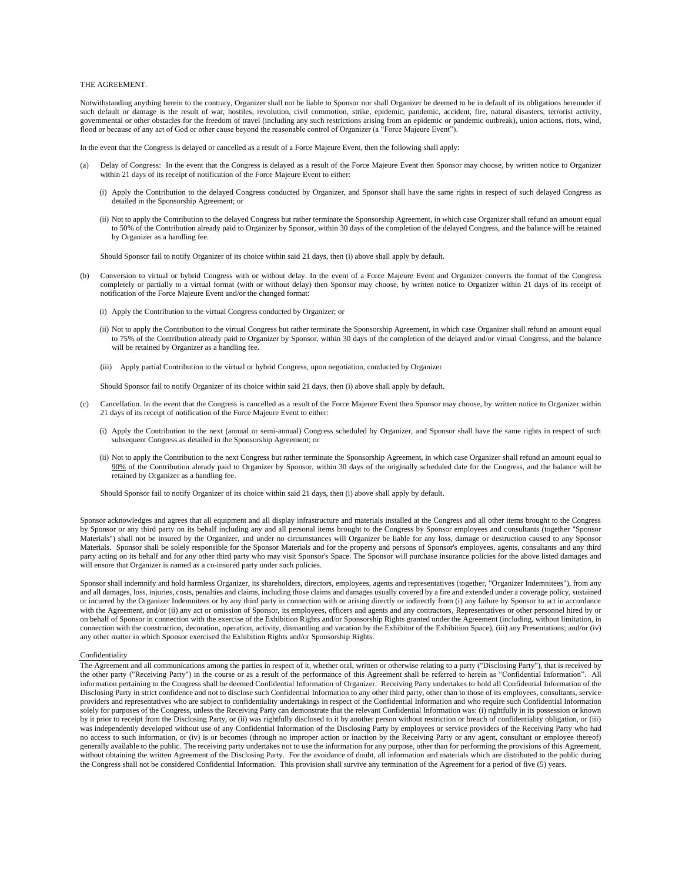THE AGREEMENT.

Notwithstanding anything herein to the contrary, Organizer shall not be liable to Sponsor nor shall Organizer be deemed to be in default of its obligations hereunder if such default or damage is the result of war, hostiles, revolution, civil commotion, strike, epidemic, pandemic, accident, fire, natural disasters, terrorist activity, governmental or other obstacles for the freedom of travel (including any such restrictions arising from an epidemic or pandemic outbreak), union actions, riots, wind, flood or because of any act of God or other cause beyond the reasonable control of Organizer (a "Force Majeure Event").

In the event that the Congress is delayed or cancelled as a result of a Force Majeure Event, then the following shall apply:

(a) Delay of Congress: In the event that the Congress is delayed as a result of the Force Majeure Event then Sponsor may choose, by written notice to Organizer within 21 days of its receipt of notification of the Force Majeure Event to either:

(i) Apply the Contribution to the delayed Congress conducted by Organizer, and Sponsor shall have the same rights in respect of such delayed Congress as detailed in the Sponsorship Agreement; or

(ii) Not to apply the Contribution to the delayed Congress but rather terminate the Sponsorship Agreement, in which case Organizer shall refund an amount equal to 50% of the Contribution already paid to Organizer by Sponsor, within 30 days of the completion of the delayed Congress, and the balance will be retained by Organizer as a handling fee.

Should Sponsor fail to notify Organizer of its choice within said 21 days, then (i) above shall apply by default.

(b) Conversion to virtual or hybrid Congress with or without delay. In the event of a Force Majeure Event and Organizer converts the format of the Congress completely or partially to a virtual format (with or without delay) then Sponsor may choose, by written notice to Organizer within 21 days of its receipt of notification of the Force Majeure Event and/or the changed format:

(i) Apply the Contribution to the virtual Congress conducted by Organizer; or

(ii) Not to apply the Contribution to the virtual Congress but rather terminate the Sponsorship Agreement, in which case Organizer shall refund an amount equal to 75% of the Contribution already paid to Organizer by Sponsor, within 30 days of the completion of the delayed and/or virtual Congress, and the balance will be retained by Organizer as a handling fee.

(iii) Apply partial Contribution to the virtual or hybrid Congress, upon negotiation, conducted by Organizer

Should Sponsor fail to notify Organizer of its choice within said 21 days, then (i) above shall apply by default.

(c) Cancellation. In the event that the Congress is cancelled as a result of the Force Majeure Event then Sponsor may choose, by written notice to Organizer within 21 days of its receipt of notification of the Force Majeure Event to either:

(i) Apply the Contribution to the next (annual or semi-annual) Congress scheduled by Organizer, and Sponsor shall have the same rights in respect of such subsequent Congress as detailed in the Sponsorship Agreement; or

(ii) Not to apply the Contribution to the next Congress but rather terminate the Sponsorship Agreement, in which case Organizer shall refund an amount equal to 90% of the Contribution already paid to Organizer by Sponsor, within 30 days of the originally scheduled date for the Congress, and the balance will be retained by Organizer as a handling fee.

Should Sponsor fail to notify Organizer of its choice within said 21 days, then (i) above shall apply by default.

Sponsor acknowledges and agrees that all equipment and all display infrastructure and materials installed at the Congress and all other items brought to the Congress by Sponsor or any third party on its behalf including any and all personal items brought to the Congress by Sponsor employees and consultants (together "Sponsor Materials") shall not be insured by the Organizer, and under no circumstances will Organizer be liable for any loss, damage or destruction caused to any Sponsor Materials. Sponsor shall be solely responsible for the Sponsor Materials and for the property and persons of Sponsor's employees, agents, consultants and any third party acting on its behalf and for any other third party who may visit Sponsor's Space. The Sponsor will purchase insurance policies for the above listed damages and will ensure that Organizer is named as a co-insured party under such policies.

Sponsor shall indemnify and hold harmless Organizer, its shareholders, directors, employees, agents and representatives (together, "Organizer Indemnitees"), from any and all damages, loss, injuries, costs, penalties and claims, including those claims and damages usually covered by a fire and extended under a coverage policy, sustained or incurred by the Organizer Indemnitees or by any third party in connection with or arising directly or indirectly from (i) any failure by Sponsor to act in accordance with the Agreement, and/or (ii) any act or omission of Sponsor, its employees, officers and agents and any contractors, Representatives or other personnel hired by or on behalf of Sponsor in connection with the exercise of the Exhibition Rights and/or Sponsorship Rights granted under the Agreement (including, without limitation, in connection with the construction, decoration, operation, activity, dismantling and vacation by the Exhibitor of the Exhibition Space), (iii) any Presentations; and/or (iv) any other matter in which Sponsor exercised the Exhibition Rights and/or Sponsorship Rights.

Confidentiality

The Agreement and all communications among the parties in respect of it, whether oral, written or otherwise relating to a party ("Disclosing Party"), that is received by the other party ("Receiving Party") in the course or as a result of the performance of this Agreement shall be referred to herein as "Confidential Information". All information pertaining to the Congress shall be deemed Confidential Information of Organizer. Receiving Party undertakes to hold all Confidential Information of the Disclosing Party in strict confidence and not to disclose such Confidential Information to any other third party, other than to those of its employees, consultants, service providers and representatives who are subject to confidentiality undertakings in respect of the Confidential Information and who require such Confidential Information solely for purposes of the Congress, unless the Receiving Party can demonstrate that the relevant Confidential Information was: (i) rightfully in its possession or known by it prior to receipt from the Disclosing Party, or (ii) was rightfully disclosed to it by another person without restriction or breach of confidentiality obligation, or (iii) was independently developed without use of any Confidential Information of the Disclosing Party by employees or service providers of the Receiving Party who had no access to such information, or (iv) is or becomes (through no improper action or inaction by the Receiving Party or any agent, consultant or employee thereof) generally available to the public. The receiving party undertakes not to use the information for any purpose, other than for performing the provisions of this Agreement, without obtaining the written Agreement of the Disclosing Party. For the avoidance of doubt, all information and materials which are distributed to the public during the Congress shall not be considered Confidential Information. This provision shall survive any termination of the Agreement for a period of five (5) years.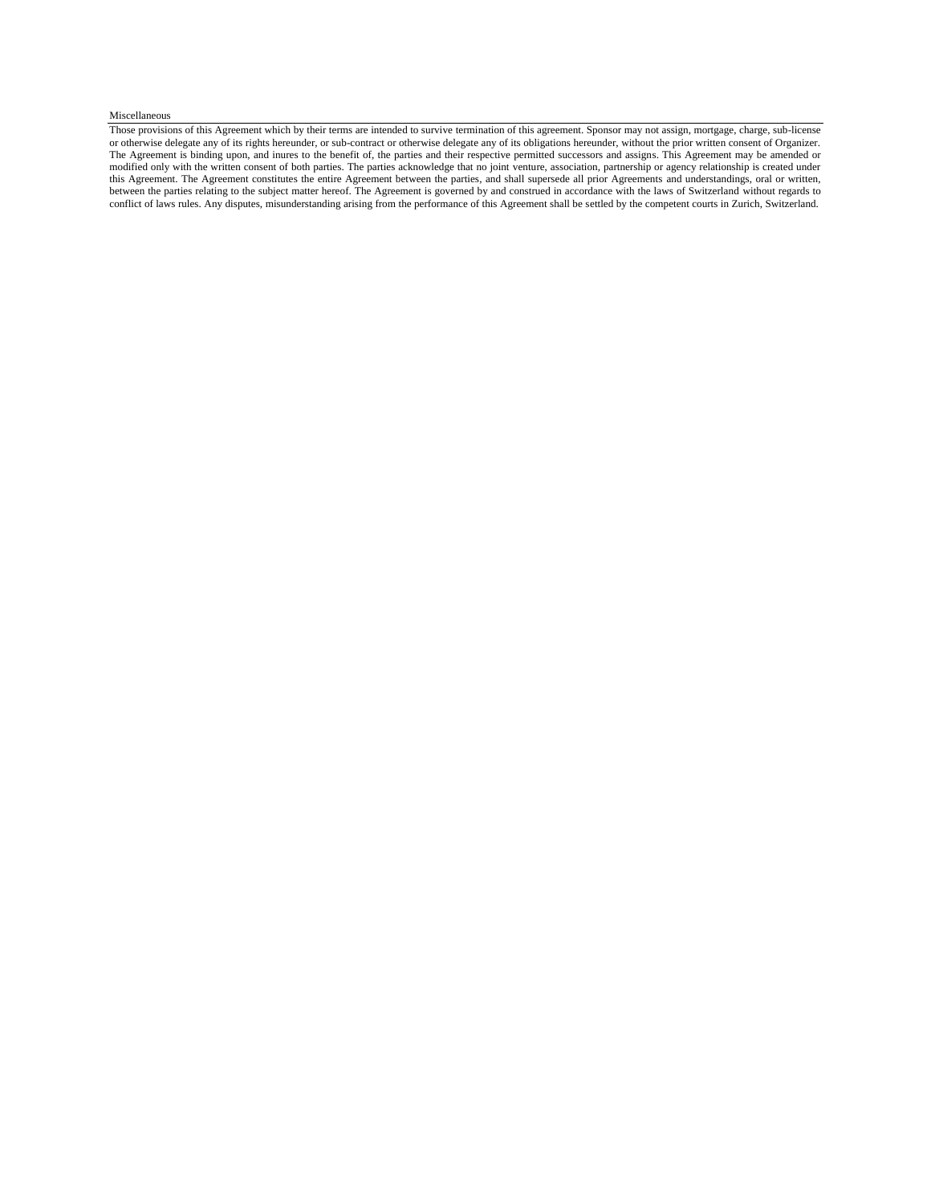Miscellaneous

Those provisions of this Agreement which by their terms are intended to survive termination of this agreement. Sponsor may not assign, mortgage, charge, sub-license or otherwise delegate any of its rights hereunder, or sub-contract or otherwise delegate any of its obligations hereunder, without the prior written consent of Organizer. The Agreement is binding upon, and inures to the benefit of, the parties and their respective permitted successors and assigns. This Agreement may be amended or modified only with the written consent of both parties. The parties acknowledge that no joint venture, association, partnership or agency relationship is created under this Agreement. The Agreement constitutes the entire Agreement between the parties, and shall supersede all prior Agreements and understandings, oral or written, between the parties relating to the subject matter hereof. The Agreement is governed by and construed in accordance with the laws of Switzerland without regards to conflict of laws rules. Any disputes, misunderstanding arising from the performance of this Agreement shall be settled by the competent courts in Zurich, Switzerland.